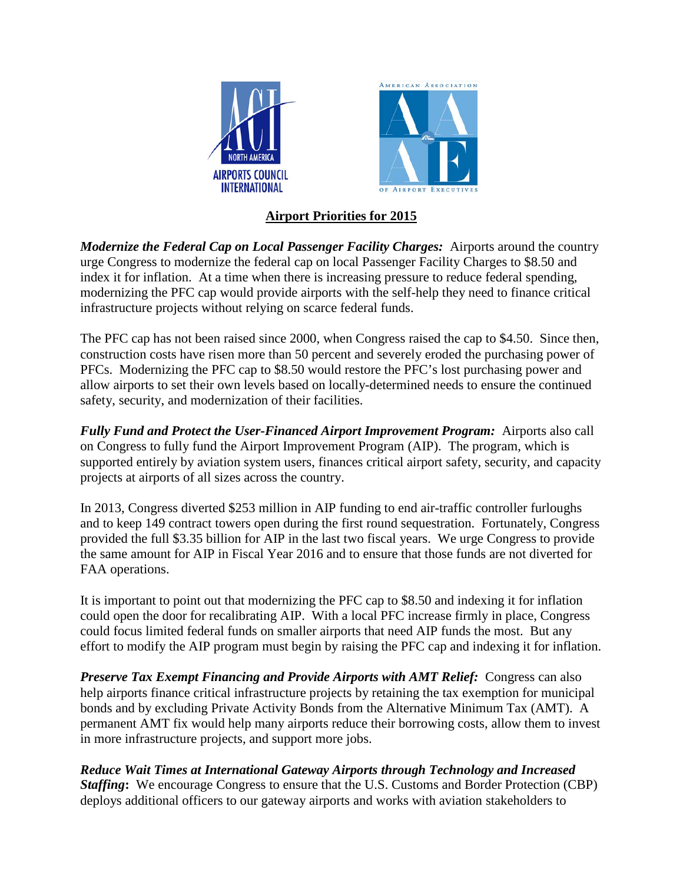# Airport Priorities for 2015

***Modernize the Federal Cap on Local Passenger Facility Charges:*** Airports around the country urge Congress to modernize the federal cap on local Passenger Facility Charges to $8.50 and index it for inflation. At a time when there is increasing pressure to reduce federal spending, modernizing the PFC cap would provide airports with the self-help they need to finance critical infrastructure projects without relying on scarce federal funds.

The PFC cap has not been raised since 2000, when Congress raised the cap to $4.50. Since then, construction costs have risen more than 50 percent and severely eroded the purchasing power of PFCs. Modernizing the PFC cap to $8.50 would restore the PFC's lost purchasing power and allow airports to set their own levels based on locally-determined needs to ensure the continued safety, security, and modernization of their facilities.

***Fully Fund and Protect the User-Financed Airport Improvement Program:*** Airports also call on Congress to fully fund the Airport Improvement Program (AIP). The program, which is supported entirely by aviation system users, finances critical airport safety, security, and capacity projects at airports of all sizes across the country.

In 2013, Congress diverted $253 million in AIP funding to end air-traffic controller furloughs and to keep 149 contract towers open during the first round sequestration. Fortunately, Congress provided the full $3.35 billion for AIP in the last two fiscal years. We urge Congress to provide the same amount for AIP in Fiscal Year 2016 and to ensure that those funds are not diverted for FAA operations.

It is important to point out that modernizing the PFC cap to $8.50 and indexing it for inflation could open the door for recalibrating AIP. With a local PFC increase firmly in place, Congress could focus limited federal funds on smaller airports that need AIP funds the most. But any effort to modify the AIP program must begin by raising the PFC cap and indexing it for inflation.

***Preserve Tax Exempt Financing and Provide Airports with AMT Relief:*** Congress can also help airports finance critical infrastructure projects by retaining the tax exemption for municipal bonds and by excluding Private Activity Bonds from the Alternative Minimum Tax (AMT). A permanent AMT fix would help many airports reduce their borrowing costs, allow them to invest in more infrastructure projects, and support more jobs.

***Reduce Wait Times at International Gateway Airports through Technology and Increased Staffing:*** We encourage Congress to ensure that the U.S. Customs and Border Protection (CBP) deploys additional officers to our gateway airports and works with aviation stakeholders to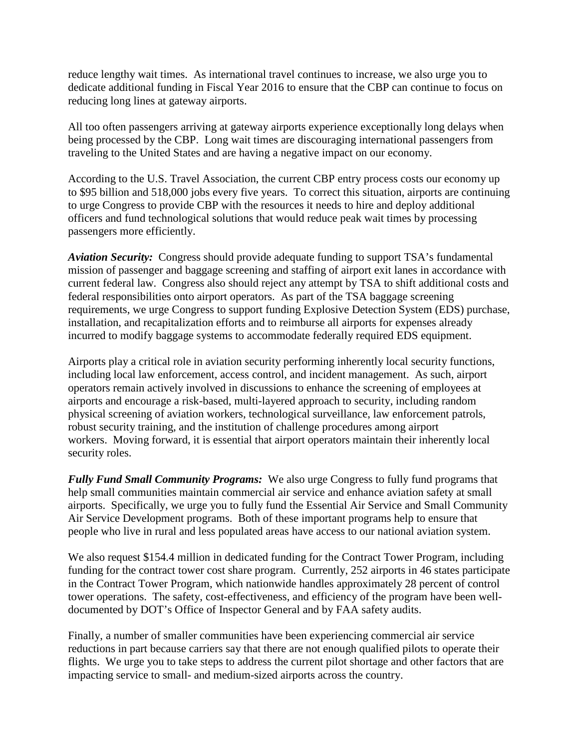reduce lengthy wait times. As international travel continues to increase, we also urge you to dedicate additional funding in Fiscal Year 2016 to ensure that the CBP can continue to focus on reducing long lines at gateway airports.

All too often passengers arriving at gateway airports experience exceptionally long delays when being processed by the CBP. Long wait times are discouraging international passengers from traveling to the United States and are having a negative impact on our economy.

According to the U.S. Travel Association, the current CBP entry process costs our economy up to $95 billion and 518,000 jobs every five years. To correct this situation, airports are continuing to urge Congress to provide CBP with the resources it needs to hire and deploy additional officers and fund technological solutions that would reduce peak wait times by processing passengers more efficiently.

***Aviation Security:*** Congress should provide adequate funding to support TSA's fundamental mission of passenger and baggage screening and staffing of airport exit lanes in accordance with current federal law. Congress also should reject any attempt by TSA to shift additional costs and federal responsibilities onto airport operators. As part of the TSA baggage screening requirements, we urge Congress to support funding Explosive Detection System (EDS) purchase, installation, and recapitalization efforts and to reimburse all airports for expenses already incurred to modify baggage systems to accommodate federally required EDS equipment.

Airports play a critical role in aviation security performing inherently local security functions, including local law enforcement, access control, and incident management. As such, airport operators remain actively involved in discussions to enhance the screening of employees at airports and encourage a risk-based, multi-layered approach to security, including random physical screening of aviation workers, technological surveillance, law enforcement patrols, robust security training, and the institution of challenge procedures among airport workers. Moving forward, it is essential that airport operators maintain their inherently local security roles.

***Fully Fund Small Community Programs:*** We also urge Congress to fully fund programs that help small communities maintain commercial air service and enhance aviation safety at small airports. Specifically, we urge you to fully fund the Essential Air Service and Small Community Air Service Development programs. Both of these important programs help to ensure that people who live in rural and less populated areas have access to our national aviation system.

We also request $154.4 million in dedicated funding for the Contract Tower Program, including funding for the contract tower cost share program. Currently, 252 airports in 46 states participate in the Contract Tower Program, which nationwide handles approximately 28 percent of control tower operations. The safety, cost-effectiveness, and efficiency of the program have been well-documented by DOT's Office of Inspector General and by FAA safety audits.

Finally, a number of smaller communities have been experiencing commercial air service reductions in part because carriers say that there are not enough qualified pilots to operate their flights. We urge you to take steps to address the current pilot shortage and other factors that are impacting service to small- and medium-sized airports across the country.